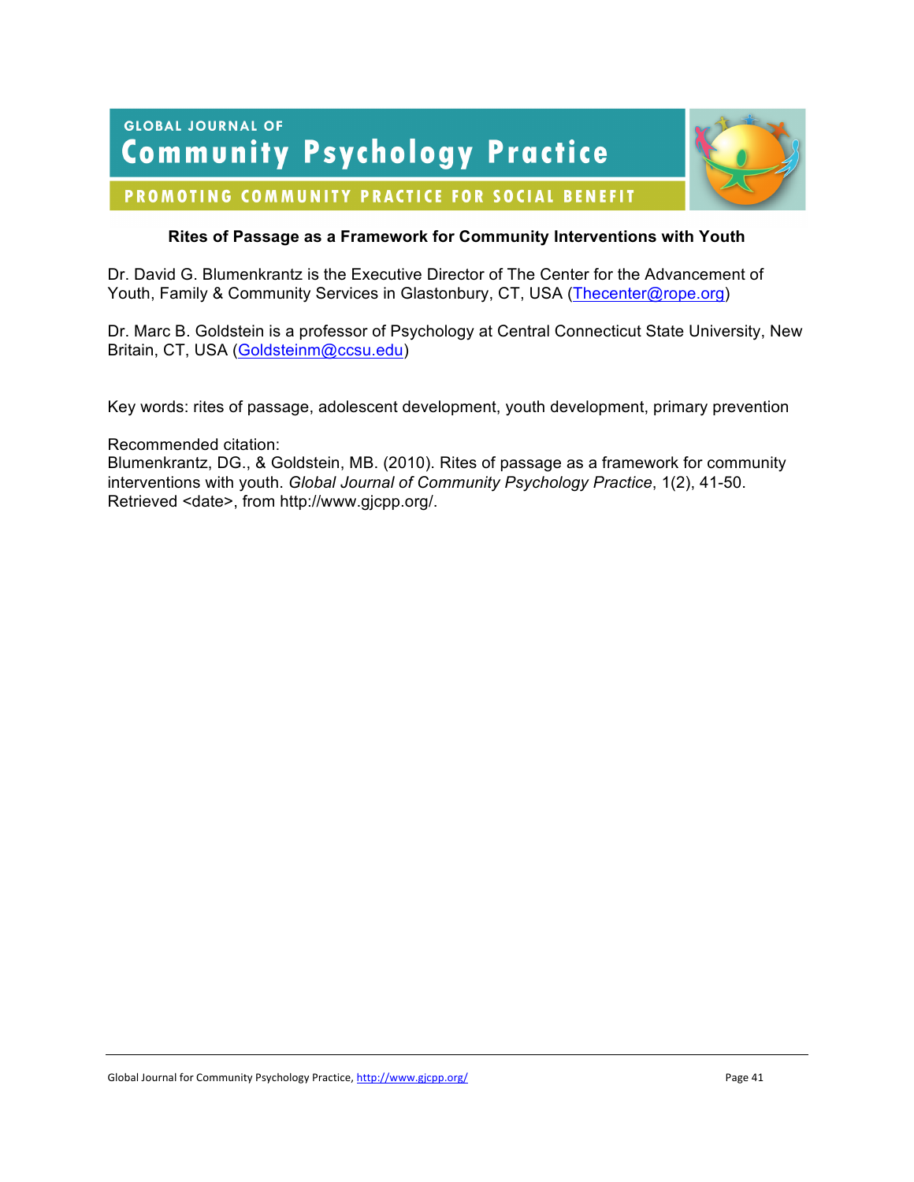# Rites of Passage as a Framework for Community Interventions with Youth

Dr. David G. Blumenkrantz is the Executive Director of The Center for the Advancement of Youth, Family & Community Services in Glastonbury, CT, USA (Thecenter@rope.org)

Dr. Marc B. Goldstein is a professor of Psychology at Central Connecticut State University, New Britain, CT, USA (Goldsteinm@ccsu.edu)

Key words: rites of passage, adolescent development, youth development, primary prevention

Recommended citation:
Blumenkrantz, DG., & Goldstein, MB. (2010). Rites of passage as a framework for community interventions with youth. *Global Journal of Community Psychology Practice*, 1(2), 41-50. Retrieved <date>, from http://www.gjcpp.org/.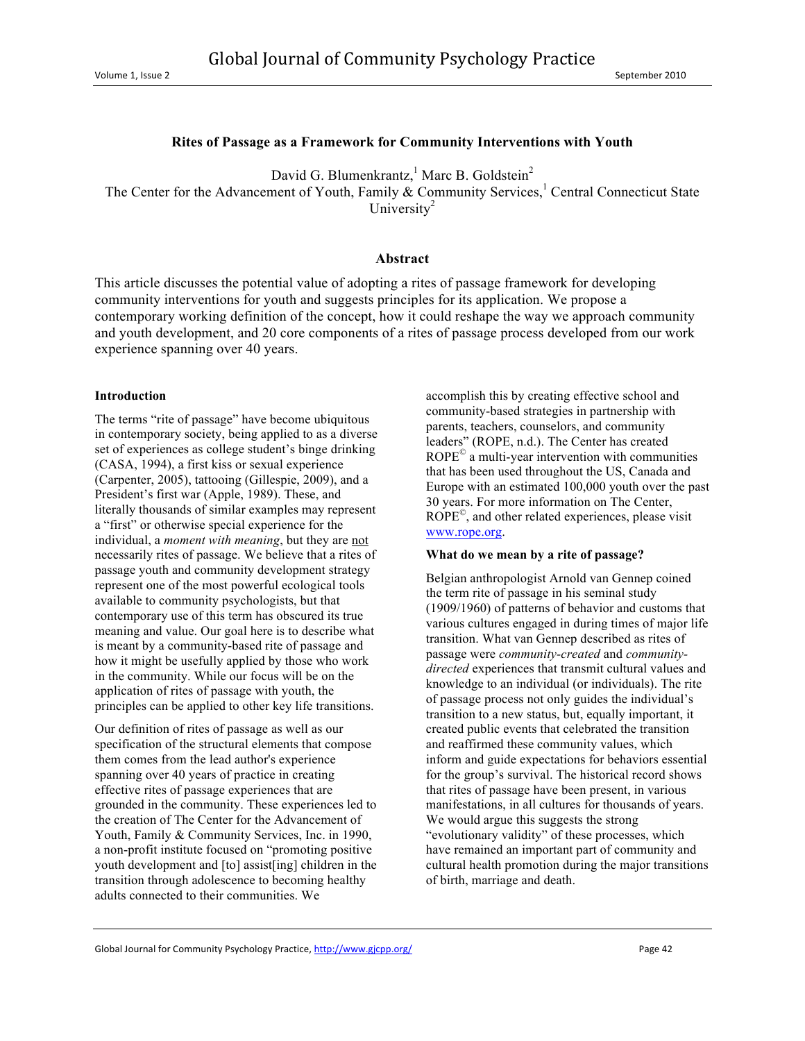## Rites of Passage as a Framework for Community Interventions with Youth

David G. Blumenkrantz,[1] Marc B. Goldstein[2]

The Center for the Advancement of Youth, Family & Community Services,[1] Central Connecticut State University[2]

### Abstract

This article discusses the potential value of adopting a rites of passage framework for developing community interventions for youth and suggests principles for its application. We propose a contemporary working definition of the concept, how it could reshape the way we approach community and youth development, and 20 core components of a rites of passage process developed from our work experience spanning over 40 years.

### Introduction

The terms "rite of passage" have become ubiquitous in contemporary society, being applied to as a diverse set of experiences as college student's binge drinking (CASA, 1994), a first kiss or sexual experience (Carpenter, 2005), tattooing (Gillespie, 2009), and a President's first war (Apple, 1989). These, and literally thousands of similar examples may represent a "first" or otherwise special experience for the individual, a *moment with meaning*, but they are not necessarily rites of passage. We believe that a rites of passage youth and community development strategy represent one of the most powerful ecological tools available to community psychologists, but that contemporary use of this term has obscured its true meaning and value. Our goal here is to describe what is meant by a community-based rite of passage and how it might be usefully applied by those who work in the community. While our focus will be on the application of rites of passage with youth, the principles can be applied to other key life transitions.

Our definition of rites of passage as well as our specification of the structural elements that compose them comes from the lead author's experience spanning over 40 years of practice in creating effective rites of passage experiences that are grounded in the community. These experiences led to the creation of The Center for the Advancement of Youth, Family & Community Services, Inc. in 1990, a non-profit institute focused on "promoting positive youth development and [to] assist[ing] children in the transition through adolescence to becoming healthy adults connected to their communities. We accomplish this by creating effective school and community-based strategies in partnership with parents, teachers, counselors, and community leaders" (ROPE, n.d.). The Center has created ROPE© a multi-year intervention with communities that has been used throughout the US, Canada and Europe with an estimated 100,000 youth over the past 30 years. For more information on The Center, ROPE©, and other related experiences, please visit www.rope.org.

### What do we mean by a rite of passage?

Belgian anthropologist Arnold van Gennep coined the term rite of passage in his seminal study (1909/1960) of patterns of behavior and customs that various cultures engaged in during times of major life transition. What van Gennep described as rites of passage were *community-created* and *community-directed* experiences that transmit cultural values and knowledge to an individual (or individuals). The rite of passage process not only guides the individual's transition to a new status, but, equally important, it created public events that celebrated the transition and reaffirmed these community values, which inform and guide expectations for behaviors essential for the group's survival. The historical record shows that rites of passage have been present, in various manifestations, in all cultures for thousands of years. We would argue this suggests the strong "evolutionary validity" of these processes, which have remained an important part of community and cultural health promotion during the major transitions of birth, marriage and death.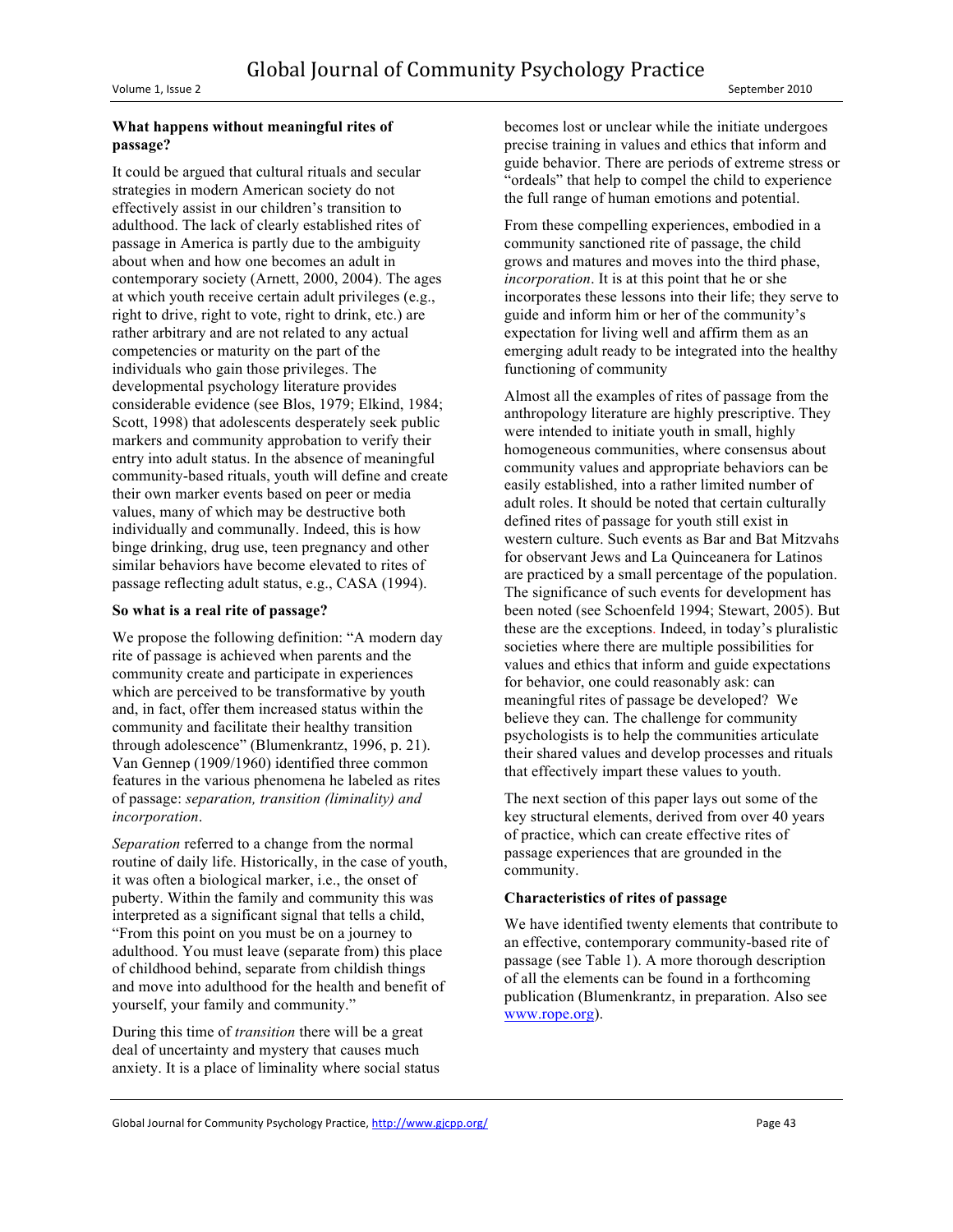**What happens without meaningful rites of passage?**

It could be argued that cultural rituals and secular strategies in modern American society do not effectively assist in our children's transition to adulthood. The lack of clearly established rites of passage in America is partly due to the ambiguity about when and how one becomes an adult in contemporary society (Arnett, 2000, 2004). The ages at which youth receive certain adult privileges (e.g., right to drive, right to vote, right to drink, etc.) are rather arbitrary and are not related to any actual competencies or maturity on the part of the individuals who gain those privileges. The developmental psychology literature provides considerable evidence (see Blos, 1979; Elkind, 1984; Scott, 1998) that adolescents desperately seek public markers and community approbation to verify their entry into adult status. In the absence of meaningful community-based rituals, youth will define and create their own marker events based on peer or media values, many of which may be destructive both individually and communally. Indeed, this is how binge drinking, drug use, teen pregnancy and other similar behaviors have become elevated to rites of passage reflecting adult status, e.g., CASA (1994).

**So what is a real rite of passage?**

We propose the following definition: "A modern day rite of passage is achieved when parents and the community create and participate in experiences which are perceived to be transformative by youth and, in fact, offer them increased status within the community and facilitate their healthy transition through adolescence" (Blumenkrantz, 1996, p. 21). Van Gennep (1909/1960) identified three common features in the various phenomena he labeled as rites of passage: *separation, transition (liminality) and incorporation*.

*Separation* referred to a change from the normal routine of daily life. Historically, in the case of youth, it was often a biological marker, i.e., the onset of puberty. Within the family and community this was interpreted as a significant signal that tells a child, "From this point on you must be on a journey to adulthood. You must leave (separate from) this place of childhood behind, separate from childish things and move into adulthood for the health and benefit of yourself, your family and community."

During this time of *transition* there will be a great deal of uncertainty and mystery that causes much anxiety. It is a place of liminality where social status becomes lost or unclear while the initiate undergoes precise training in values and ethics that inform and guide behavior. There are periods of extreme stress or "ordeals" that help to compel the child to experience the full range of human emotions and potential.

From these compelling experiences, embodied in a community sanctioned rite of passage, the child grows and matures and moves into the third phase, *incorporation*. It is at this point that he or she incorporates these lessons into their life; they serve to guide and inform him or her of the community's expectation for living well and affirm them as an emerging adult ready to be integrated into the healthy functioning of community

Almost all the examples of rites of passage from the anthropology literature are highly prescriptive. They were intended to initiate youth in small, highly homogeneous communities, where consensus about community values and appropriate behaviors can be easily established, into a rather limited number of adult roles. It should be noted that certain culturally defined rites of passage for youth still exist in western culture. Such events as Bar and Bat Mitzvahs for observant Jews and La Quinceanera for Latinos are practiced by a small percentage of the population. The significance of such events for development has been noted (see Schoenfeld 1994; Stewart, 2005). But these are the exceptions. Indeed, in today's pluralistic societies where there are multiple possibilities for values and ethics that inform and guide expectations for behavior, one could reasonably ask: can meaningful rites of passage be developed? We believe they can. The challenge for community psychologists is to help the communities articulate their shared values and develop processes and rituals that effectively impart these values to youth.

The next section of this paper lays out some of the key structural elements, derived from over 40 years of practice, which can create effective rites of passage experiences that are grounded in the community.

**Characteristics of rites of passage**

We have identified twenty elements that contribute to an effective, contemporary community-based rite of passage (see Table 1). A more thorough description of all the elements can be found in a forthcoming publication (Blumenkrantz, in preparation. Also see www.rope.org).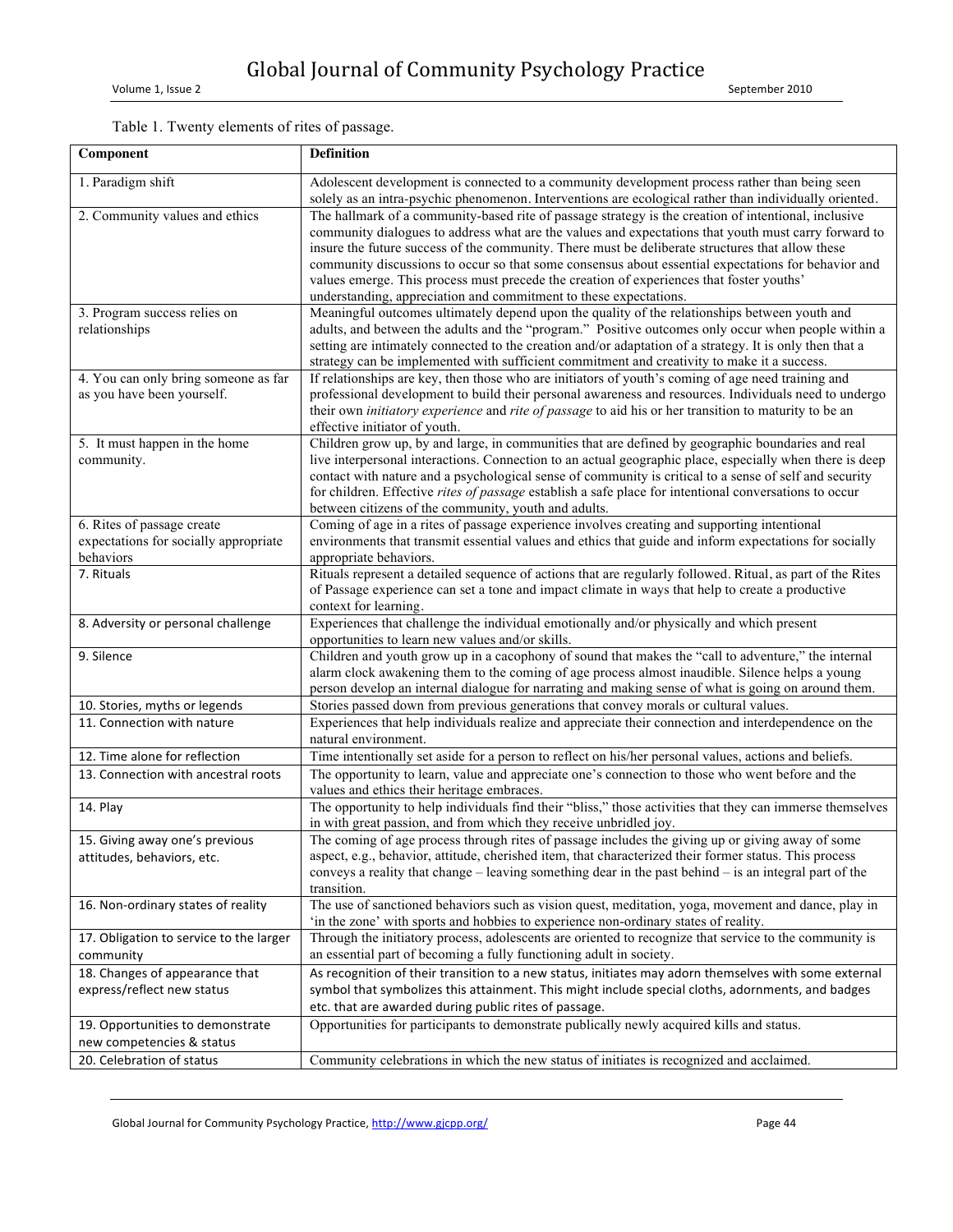Table 1. Twenty elements of rites of passage.

| Component | Definition |
|---|---|
| 1. Paradigm shift | Adolescent development is connected to a community development process rather than being seen solely as an intra-psychic phenomenon. Interventions are ecological rather than individually oriented. |
| 2. Community values and ethics | The hallmark of a community-based rite of passage strategy is the creation of intentional, inclusive community dialogues to address what are the values and expectations that youth must carry forward to insure the future success of the community. There must be deliberate structures that allow these community discussions to occur so that some consensus about essential expectations for behavior and values emerge. This process must precede the creation of experiences that foster youths' understanding, appreciation and commitment to these expectations. |
| 3. Program success relies on relationships | Meaningful outcomes ultimately depend upon the quality of the relationships between youth and adults, and between the adults and the "program." Positive outcomes only occur when people within a setting are intimately connected to the creation and/or adaptation of a strategy. It is only then that a strategy can be implemented with sufficient commitment and creativity to make it a success. |
| 4. You can only bring someone as far as you have been yourself. | If relationships are key, then those who are initiators of youth's coming of age need training and professional development to build their personal awareness and resources. Individuals need to undergo their own *initiatory experience* and *rite of passage* to aid his or her transition to maturity to be an effective initiator of youth. |
| 5. It must happen in the home community. | Children grow up, by and large, in communities that are defined by geographic boundaries and real live interpersonal interactions. Connection to an actual geographic place, especially when there is deep contact with nature and a psychological sense of community is critical to a sense of self and security for children. Effective *rites of passage* establish a safe place for intentional conversations to occur between citizens of the community, youth and adults. |
| 6. Rites of passage create expectations for socially appropriate behaviors | Coming of age in a rites of passage experience involves creating and supporting intentional environments that transmit essential values and ethics that guide and inform expectations for socially appropriate behaviors. |
| 7. Rituals | Rituals represent a detailed sequence of actions that are regularly followed. Ritual, as part of the Rites of Passage experience can set a tone and impact climate in ways that help to create a productive context for learning. |
| 8. Adversity or personal challenge | Experiences that challenge the individual emotionally and/or physically and which present opportunities to learn new values and/or skills. |
| 9. Silence | Children and youth grow up in a cacophony of sound that makes the "call to adventure," the internal alarm clock awakening them to the coming of age process almost inaudible. Silence helps a young person develop an internal dialogue for narrating and making sense of what is going on around them. |
| 10. Stories, myths or legends | Stories passed down from previous generations that convey morals or cultural values. |
| 11. Connection with nature | Experiences that help individuals realize and appreciate their connection and interdependence on the natural environment. |
| 12. Time alone for reflection | Time intentionally set aside for a person to reflect on his/her personal values, actions and beliefs. |
| 13. Connection with ancestral roots | The opportunity to learn, value and appreciate one's connection to those who went before and the values and ethics their heritage embraces. |
| 14. Play | The opportunity to help individuals find their "bliss," those activities that they can immerse themselves in with great passion, and from which they receive unbridled joy. |
| 15. Giving away one's previous attitudes, behaviors, etc. | The coming of age process through rites of passage includes the giving up or giving away of some aspect, e.g., behavior, attitude, cherished item, that characterized their former status. This process conveys a reality that change – leaving something dear in the past behind – is an integral part of the transition. |
| 16. Non-ordinary states of reality | The use of sanctioned behaviors such as vision quest, meditation, yoga, movement and dance, play in 'in the zone' with sports and hobbies to experience non-ordinary states of reality. |
| 17. Obligation to service to the larger community | Through the initiatory process, adolescents are oriented to recognize that service to the community is an essential part of becoming a fully functioning adult in society. |
| 18. Changes of appearance that express/reflect new status | As recognition of their transition to a new status, initiates may adorn themselves with some external symbol that symbolizes this attainment. This might include special cloths, adornments, and badges etc. that are awarded during public rites of passage. |
| 19. Opportunities to demonstrate new competencies & status | Opportunities for participants to demonstrate publically newly acquired kills and status. |
| 20. Celebration of status | Community celebrations in which the new status of initiates is recognized and acclaimed. |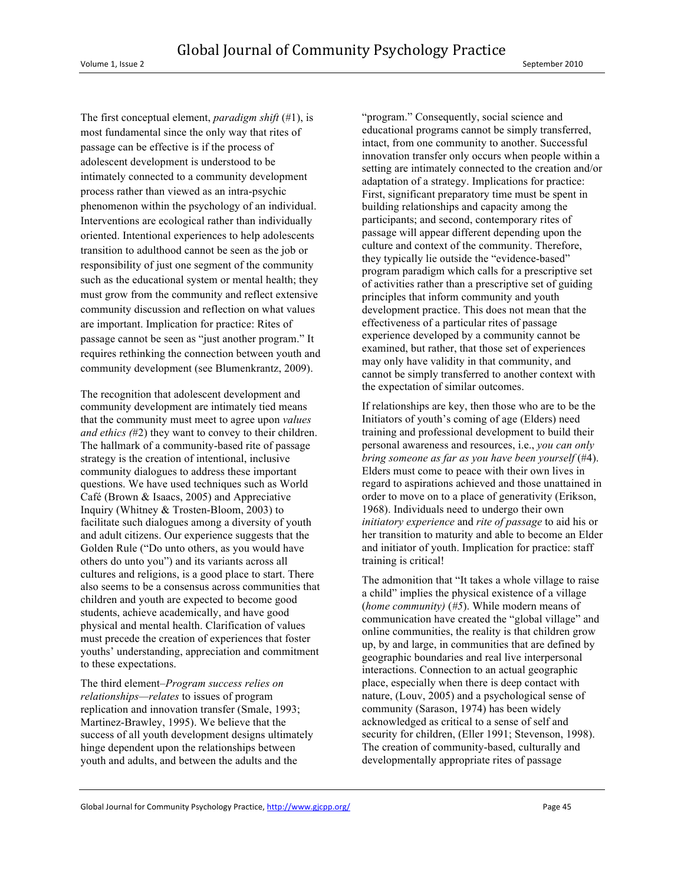The first conceptual element, *paradigm shift* (#1), is most fundamental since the only way that rites of passage can be effective is if the process of adolescent development is understood to be intimately connected to a community development process rather than viewed as an intra-psychic phenomenon within the psychology of an individual. Interventions are ecological rather than individually oriented. Intentional experiences to help adolescents transition to adulthood cannot be seen as the job or responsibility of just one segment of the community such as the educational system or mental health; they must grow from the community and reflect extensive community discussion and reflection on what values are important. Implication for practice: Rites of passage cannot be seen as "just another program." It requires rethinking the connection between youth and community development (see Blumenkrantz, 2009).

The recognition that adolescent development and community development are intimately tied means that the community must meet to agree upon *values and ethics (*#2) they want to convey to their children. The hallmark of a community-based rite of passage strategy is the creation of intentional, inclusive community dialogues to address these important questions. We have used techniques such as World Café (Brown & Isaacs, 2005) and Appreciative Inquiry (Whitney & Trosten-Bloom, 2003) to facilitate such dialogues among a diversity of youth and adult citizens. Our experience suggests that the Golden Rule ("Do unto others, as you would have others do unto you") and its variants across all cultures and religions, is a good place to start. There also seems to be a consensus across communities that children and youth are expected to become good students, achieve academically, and have good physical and mental health. Clarification of values must precede the creation of experiences that foster youths' understanding, appreciation and commitment to these expectations.

The third element–*Program success relies on relationships—relates* to issues of program replication and innovation transfer (Smale, 1993; Martinez-Brawley, 1995). We believe that the success of all youth development designs ultimately hinge dependent upon the relationships between youth and adults, and between the adults and the "program." Consequently, social science and educational programs cannot be simply transferred, intact, from one community to another. Successful innovation transfer only occurs when people within a setting are intimately connected to the creation and/or adaptation of a strategy. Implications for practice: First, significant preparatory time must be spent in building relationships and capacity among the participants; and second, contemporary rites of passage will appear different depending upon the culture and context of the community. Therefore, they typically lie outside the "evidence-based" program paradigm which calls for a prescriptive set of activities rather than a prescriptive set of guiding principles that inform community and youth development practice. This does not mean that the effectiveness of a particular rites of passage experience developed by a community cannot be examined, but rather, that those set of experiences may only have validity in that community, and cannot be simply transferred to another context with the expectation of similar outcomes.

If relationships are key, then those who are to be the Initiators of youth's coming of age (Elders) need training and professional development to build their personal awareness and resources, i.e., *you can only bring someone as far as you have been yourself* (#4). Elders must come to peace with their own lives in regard to aspirations achieved and those unattained in order to move on to a place of generativity (Erikson, 1968). Individuals need to undergo their own *initiatory experience* and *rite of passage* to aid his or her transition to maturity and able to become an Elder and initiator of youth. Implication for practice: staff training is critical!

The admonition that "It takes a whole village to raise a child" implies the physical existence of a village (*home community)* (*#5*). While modern means of communication have created the "global village" and online communities, the reality is that children grow up, by and large, in communities that are defined by geographic boundaries and real live interpersonal interactions. Connection to an actual geographic place, especially when there is deep contact with nature, (Louv, 2005) and a psychological sense of community (Sarason, 1974) has been widely acknowledged as critical to a sense of self and security for children, (Eller 1991; Stevenson, 1998). The creation of community-based, culturally and developmentally appropriate rites of passage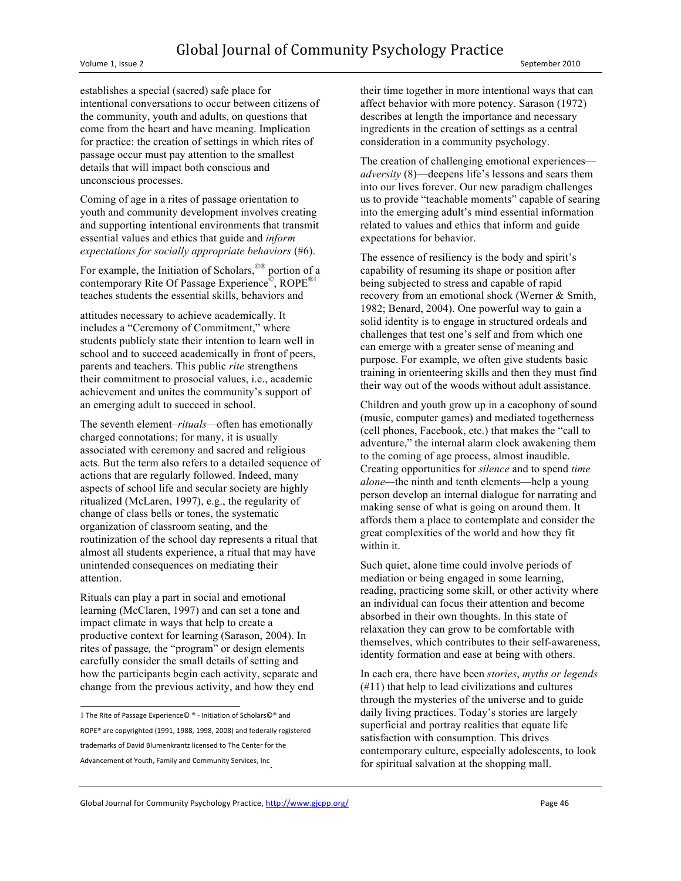establishes a special (sacred) safe place for intentional conversations to occur between citizens of the community, youth and adults, on questions that come from the heart and have meaning. Implication for practice: the creation of settings in which rites of passage occur must pay attention to the smallest details that will impact both conscious and unconscious processes.

Coming of age in a rites of passage orientation to youth and community development involves creating and supporting intentional environments that transmit essential values and ethics that guide and *inform expectations for socially appropriate behaviors* (#6).

For example, the Initiation of Scholars,©® portion of a contemporary Rite Of Passage Experience©, ROPE®[1] teaches students the essential skills, behaviors and attitudes necessary to achieve academically. It includes a "Ceremony of Commitment," where students publicly state their intention to learn well in school and to succeed academically in front of peers, parents and teachers. This public *rite* strengthens their commitment to prosocial values, i.e., academic achievement and unites the community's support of an emerging adult to succeed in school.

The seventh element–*rituals*—often has emotionally charged connotations; for many, it is usually associated with ceremony and sacred and religious acts. But the term also refers to a detailed sequence of actions that are regularly followed. Indeed, many aspects of school life and secular society are highly ritualized (McLaren, 1997), e.g., the regularity of change of class bells or tones, the systematic organization of classroom seating, and the routinization of the school day represents a ritual that almost all students experience, a ritual that may have unintended consequences on mediating their attention.

Rituals can play a part in social and emotional learning (McClaren, 1997) and can set a tone and impact climate in ways that help to create a productive context for learning (Sarason, 2004). In rites of passage, the "program" or design elements carefully consider the small details of setting and how the participants begin each activity, separate and change from the previous activity, and how they end their time together in more intentional ways that can affect behavior with more potency. Sarason (1972) describes at length the importance and necessary ingredients in the creation of settings as a central consideration in a community psychology.

The creation of challenging emotional experiences—*adversity* (8)—deepens life's lessons and sears them into our lives forever. Our new paradigm challenges us to provide "teachable moments" capable of searing into the emerging adult's mind essential information related to values and ethics that inform and guide expectations for behavior.

The essence of resiliency is the body and spirit's capability of resuming its shape or position after being subjected to stress and capable of rapid recovery from an emotional shock (Werner & Smith, 1982; Benard, 2004). One powerful way to gain a solid identity is to engage in structured ordeals and challenges that test one's self and from which one can emerge with a greater sense of meaning and purpose. For example, we often give students basic training in orienteering skills and then they must find their way out of the woods without adult assistance.

Children and youth grow up in a cacophony of sound (music, computer games) and mediated togetherness (cell phones, Facebook, etc.) that makes the "call to adventure," the internal alarm clock awakening them to the coming of age process, almost inaudible. Creating opportunities for *silence* and to spend *time alone*—the ninth and tenth elements—help a young person develop an internal dialogue for narrating and making sense of what is going on around them. It affords them a place to contemplate and consider the great complexities of the world and how they fit within it.

Such quiet, alone time could involve periods of mediation or being engaged in some learning, reading, practicing some skill, or other activity where an individual can focus their attention and become absorbed in their own thoughts. In this state of relaxation they can grow to be comfortable with themselves, which contributes to their self-awareness, identity formation and ease at being with others.

In each era, there have been *stories*, *myths or legends* (#11) that help to lead civilizations and cultures through the mysteries of the universe and to guide daily living practices. Today's stories are largely superficial and portray realities that equate life satisfaction with consumption. This drives contemporary culture, especially adolescents, to look for spiritual salvation at the shopping mall.

---

[1] The Rite of Passage Experience© ® - Initiation of Scholars©® and ROPE® are copyrighted (1991, 1988, 1998, 2008) and federally registered trademarks of David Blumenkrantz licensed to The Center for the Advancement of Youth, Family and Community Services, Inc.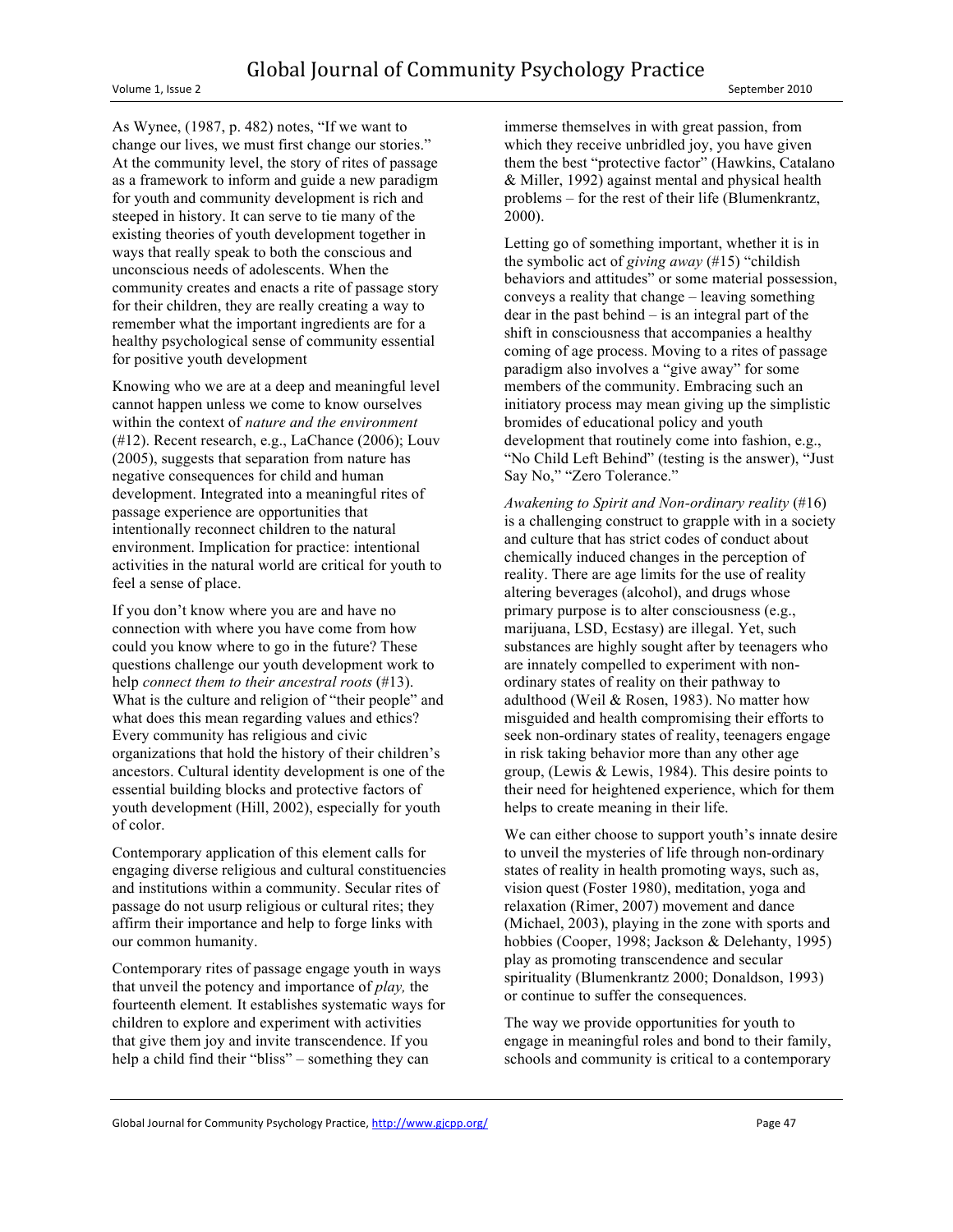As Wynee, (1987, p. 482) notes, "If we want to change our lives, we must first change our stories." At the community level, the story of rites of passage as a framework to inform and guide a new paradigm for youth and community development is rich and steeped in history. It can serve to tie many of the existing theories of youth development together in ways that really speak to both the conscious and unconscious needs of adolescents. When the community creates and enacts a rite of passage story for their children, they are really creating a way to remember what the important ingredients are for a healthy psychological sense of community essential for positive youth development

Knowing who we are at a deep and meaningful level cannot happen unless we come to know ourselves within the context of *nature and the environment* (#12). Recent research, e.g., LaChance (2006); Louv (2005), suggests that separation from nature has negative consequences for child and human development. Integrated into a meaningful rites of passage experience are opportunities that intentionally reconnect children to the natural environment. Implication for practice: intentional activities in the natural world are critical for youth to feel a sense of place.

If you don't know where you are and have no connection with where you have come from how could you know where to go in the future? These questions challenge our youth development work to help *connect them to their ancestral roots* (#13). What is the culture and religion of "their people" and what does this mean regarding values and ethics? Every community has religious and civic organizations that hold the history of their children's ancestors. Cultural identity development is one of the essential building blocks and protective factors of youth development (Hill, 2002), especially for youth of color.

Contemporary application of this element calls for engaging diverse religious and cultural constituencies and institutions within a community. Secular rites of passage do not usurp religious or cultural rites; they affirm their importance and help to forge links with our common humanity.

Contemporary rites of passage engage youth in ways that unveil the potency and importance of *play,* the fourteenth element. It establishes systematic ways for children to explore and experiment with activities that give them joy and invite transcendence. If you help a child find their "bliss" – something they can immerse themselves in with great passion, from which they receive unbridled joy, you have given them the best "protective factor" (Hawkins, Catalano & Miller, 1992) against mental and physical health problems – for the rest of their life (Blumenkrantz, 2000).

Letting go of something important, whether it is in the symbolic act of *giving away* (#15) "childish behaviors and attitudes" or some material possession, conveys a reality that change – leaving something dear in the past behind – is an integral part of the shift in consciousness that accompanies a healthy coming of age process. Moving to a rites of passage paradigm also involves a "give away" for some members of the community. Embracing such an initiatory process may mean giving up the simplistic bromides of educational policy and youth development that routinely come into fashion, e.g., "No Child Left Behind" (testing is the answer), "Just Say No," "Zero Tolerance."

*Awakening to Spirit and Non-ordinary reality* (#16) is a challenging construct to grapple with in a society and culture that has strict codes of conduct about chemically induced changes in the perception of reality. There are age limits for the use of reality altering beverages (alcohol), and drugs whose primary purpose is to alter consciousness (e.g., marijuana, LSD, Ecstasy) are illegal. Yet, such substances are highly sought after by teenagers who are innately compelled to experiment with non-ordinary states of reality on their pathway to adulthood (Weil & Rosen, 1983). No matter how misguided and health compromising their efforts to seek non-ordinary states of reality, teenagers engage in risk taking behavior more than any other age group, (Lewis & Lewis, 1984). This desire points to their need for heightened experience, which for them helps to create meaning in their life.

We can either choose to support youth's innate desire to unveil the mysteries of life through non-ordinary states of reality in health promoting ways, such as, vision quest (Foster 1980), meditation, yoga and relaxation (Rimer, 2007) movement and dance (Michael, 2003), playing in the zone with sports and hobbies (Cooper, 1998; Jackson & Delehanty, 1995) play as promoting transcendence and secular spirituality (Blumenkrantz 2000; Donaldson, 1993) or continue to suffer the consequences.

The way we provide opportunities for youth to engage in meaningful roles and bond to their family, schools and community is critical to a contemporary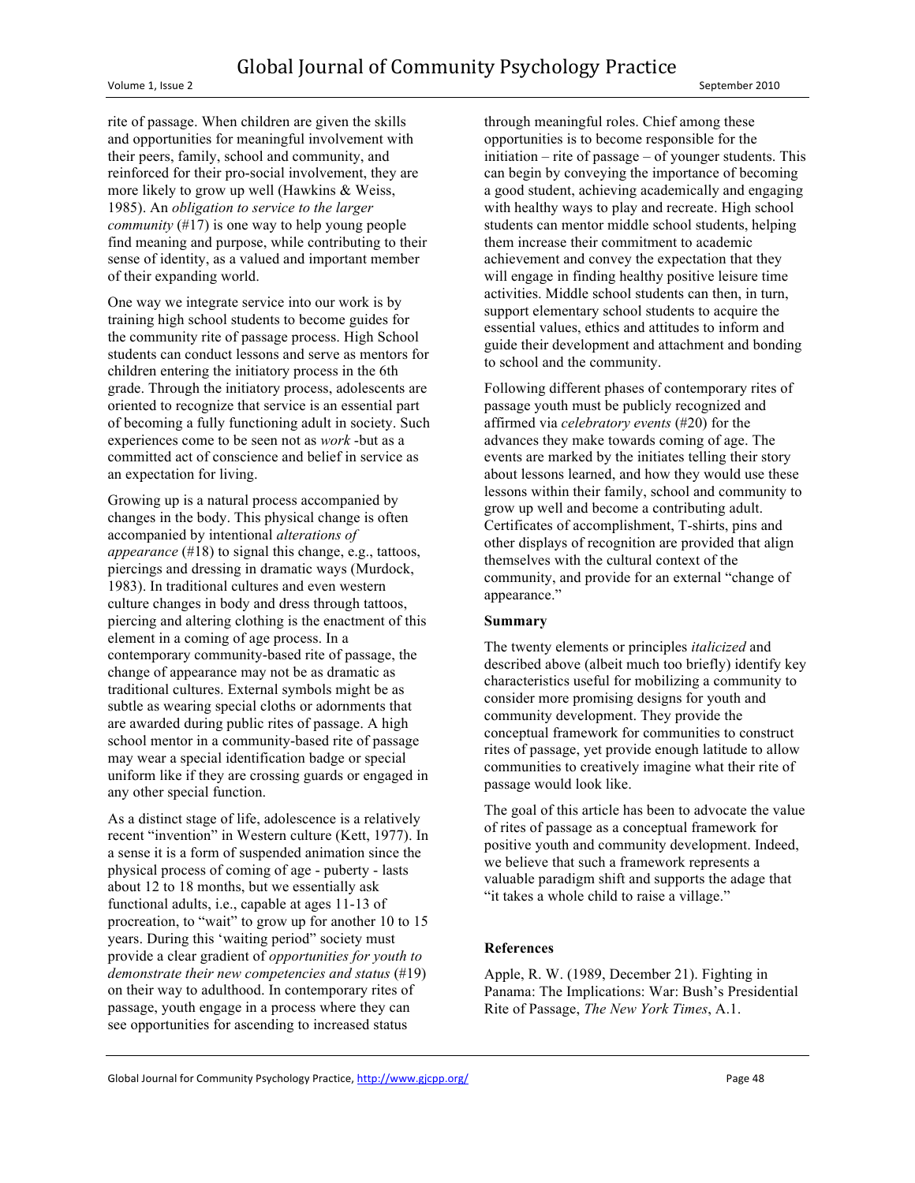rite of passage. When children are given the skills and opportunities for meaningful involvement with their peers, family, school and community, and reinforced for their pro-social involvement, they are more likely to grow up well (Hawkins & Weiss, 1985). An *obligation to service to the larger community* (#17) is one way to help young people find meaning and purpose, while contributing to their sense of identity, as a valued and important member of their expanding world.

One way we integrate service into our work is by training high school students to become guides for the community rite of passage process. High School students can conduct lessons and serve as mentors for children entering the initiatory process in the 6th grade. Through the initiatory process, adolescents are oriented to recognize that service is an essential part of becoming a fully functioning adult in society. Such experiences come to be seen not as *work* -but as a committed act of conscience and belief in service as an expectation for living.

Growing up is a natural process accompanied by changes in the body. This physical change is often accompanied by intentional *alterations of appearance* (#18) to signal this change, e.g., tattoos, piercings and dressing in dramatic ways (Murdock, 1983). In traditional cultures and even western culture changes in body and dress through tattoos, piercing and altering clothing is the enactment of this element in a coming of age process. In a contemporary community-based rite of passage, the change of appearance may not be as dramatic as traditional cultures. External symbols might be as subtle as wearing special cloths or adornments that are awarded during public rites of passage. A high school mentor in a community-based rite of passage may wear a special identification badge or special uniform like if they are crossing guards or engaged in any other special function.

As a distinct stage of life, adolescence is a relatively recent "invention" in Western culture (Kett, 1977). In a sense it is a form of suspended animation since the physical process of coming of age - puberty - lasts about 12 to 18 months, but we essentially ask functional adults, i.e., capable at ages 11-13 of procreation, to "wait" to grow up for another 10 to 15 years. During this 'waiting period" society must provide a clear gradient of *opportunities for youth to demonstrate their new competencies and status* (#19) on their way to adulthood. In contemporary rites of passage, youth engage in a process where they can see opportunities for ascending to increased status through meaningful roles. Chief among these opportunities is to become responsible for the initiation – rite of passage – of younger students. This can begin by conveying the importance of becoming a good student, achieving academically and engaging with healthy ways to play and recreate. High school students can mentor middle school students, helping them increase their commitment to academic achievement and convey the expectation that they will engage in finding healthy positive leisure time activities. Middle school students can then, in turn, support elementary school students to acquire the essential values, ethics and attitudes to inform and guide their development and attachment and bonding to school and the community.

Following different phases of contemporary rites of passage youth must be publicly recognized and affirmed via *celebratory events* (#20) for the advances they make towards coming of age. The events are marked by the initiates telling their story about lessons learned, and how they would use these lessons within their family, school and community to grow up well and become a contributing adult. Certificates of accomplishment, T-shirts, pins and other displays of recognition are provided that align themselves with the cultural context of the community, and provide for an external "change of appearance."

**Summary**

The twenty elements or principles *italicized* and described above (albeit much too briefly) identify key characteristics useful for mobilizing a community to consider more promising designs for youth and community development. They provide the conceptual framework for communities to construct rites of passage, yet provide enough latitude to allow communities to creatively imagine what their rite of passage would look like.

The goal of this article has been to advocate the value of rites of passage as a conceptual framework for positive youth and community development. Indeed, we believe that such a framework represents a valuable paradigm shift and supports the adage that "it takes a whole child to raise a village."

**References**

Apple, R. W. (1989, December 21). Fighting in Panama: The Implications: War: Bush's Presidential Rite of Passage, *The New York Times*, A.1.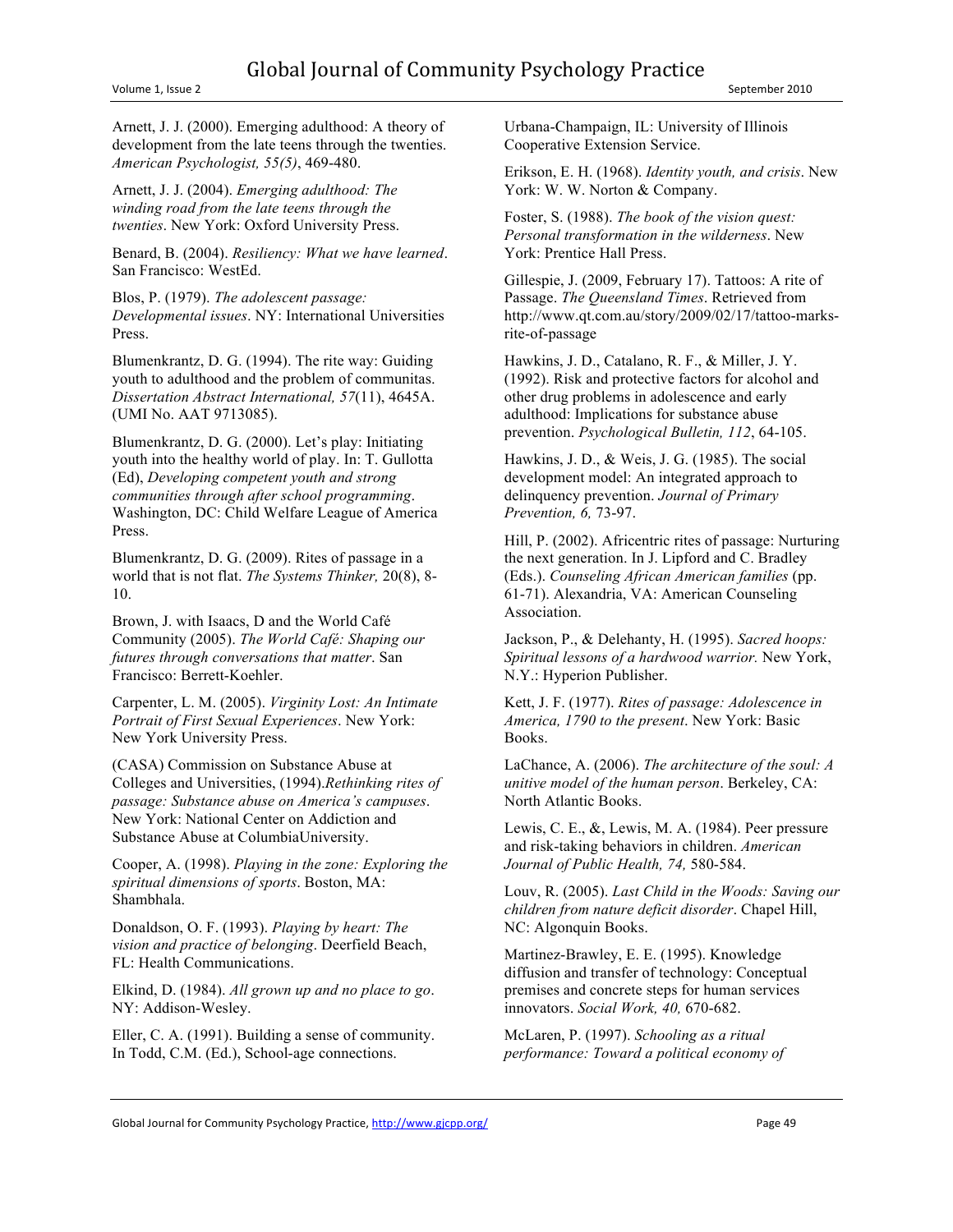Arnett, J. J. (2000). Emerging adulthood: A theory of development from the late teens through the twenties. *American Psychologist, 55(5)*, 469-480.

Arnett, J. J. (2004). *Emerging adulthood: The winding road from the late teens through the twenties*. New York: Oxford University Press.

Benard, B. (2004). *Resiliency: What we have learned*. San Francisco: WestEd.

Blos, P. (1979). *The adolescent passage: Developmental issues*. NY: International Universities Press.

Blumenkrantz, D. G. (1994). The rite way: Guiding youth to adulthood and the problem of communitas. *Dissertation Abstract International, 57*(11), 4645A. (UMI No. AAT 9713085).

Blumenkrantz, D. G. (2000). Let's play: Initiating youth into the healthy world of play. In: T. Gullotta (Ed), *Developing competent youth and strong communities through after school programming*. Washington, DC: Child Welfare League of America Press.

Blumenkrantz, D. G. (2009). Rites of passage in a world that is not flat. *The Systems Thinker,* 20(8), 8-10.

Brown, J. with Isaacs, D and the World Café Community (2005). *The World Café: Shaping our futures through conversations that matter*. San Francisco: Berrett-Koehler.

Carpenter, L. M. (2005). *Virginity Lost: An Intimate Portrait of First Sexual Experiences*. New York: New York University Press.

(CASA) Commission on Substance Abuse at Colleges and Universities, (1994).*Rethinking rites of passage: Substance abuse on America's campuses*. New York: National Center on Addiction and Substance Abuse at ColumbiaUniversity.

Cooper, A. (1998). *Playing in the zone: Exploring the spiritual dimensions of sports*. Boston, MA: Shambhala.

Donaldson, O. F. (1993). *Playing by heart: The vision and practice of belonging*. Deerfield Beach, FL: Health Communications.

Elkind, D. (1984). *All grown up and no place to go*. NY: Addison-Wesley.

Eller, C. A. (1991). Building a sense of community. In Todd, C.M. (Ed.), School-age connections. Urbana-Champaign, IL: University of Illinois Cooperative Extension Service.

Erikson, E. H. (1968). *Identity youth, and crisis*. New York: W. W. Norton & Company.

Foster, S. (1988). *The book of the vision quest: Personal transformation in the wilderness*. New York: Prentice Hall Press.

Gillespie, J. (2009, February 17). Tattoos: A rite of Passage. *The Queensland Times*. Retrieved from http://www.qt.com.au/story/2009/02/17/tattoo-marks-rite-of-passage

Hawkins, J. D., Catalano, R. F., & Miller, J. Y. (1992). Risk and protective factors for alcohol and other drug problems in adolescence and early adulthood: Implications for substance abuse prevention. *Psychological Bulletin, 112*, 64-105.

Hawkins, J. D., & Weis, J. G. (1985). The social development model: An integrated approach to delinquency prevention. *Journal of Primary Prevention, 6,* 73-97.

Hill, P. (2002). Africentric rites of passage: Nurturing the next generation. In J. Lipford and C. Bradley (Eds.). *Counseling African American families* (pp. 61-71). Alexandria, VA: American Counseling Association.

Jackson, P., & Delehanty, H. (1995). *Sacred hoops: Spiritual lessons of a hardwood warrior.* New York, N.Y.: Hyperion Publisher.

Kett, J. F. (1977). *Rites of passage: Adolescence in America, 1790 to the present*. New York: Basic Books.

LaChance, A. (2006). *The architecture of the soul: A unitive model of the human person*. Berkeley, CA: North Atlantic Books.

Lewis, C. E., &, Lewis, M. A. (1984). Peer pressure and risk-taking behaviors in children. *American Journal of Public Health, 74,* 580-584.

Louv, R. (2005). *Last Child in the Woods: Saving our children from nature deficit disorder*. Chapel Hill, NC: Algonquin Books.

Martinez-Brawley, E. E. (1995). Knowledge diffusion and transfer of technology: Conceptual premises and concrete steps for human services innovators. *Social Work, 40,* 670-682.

McLaren, P. (1997). *Schooling as a ritual performance: Toward a political economy of*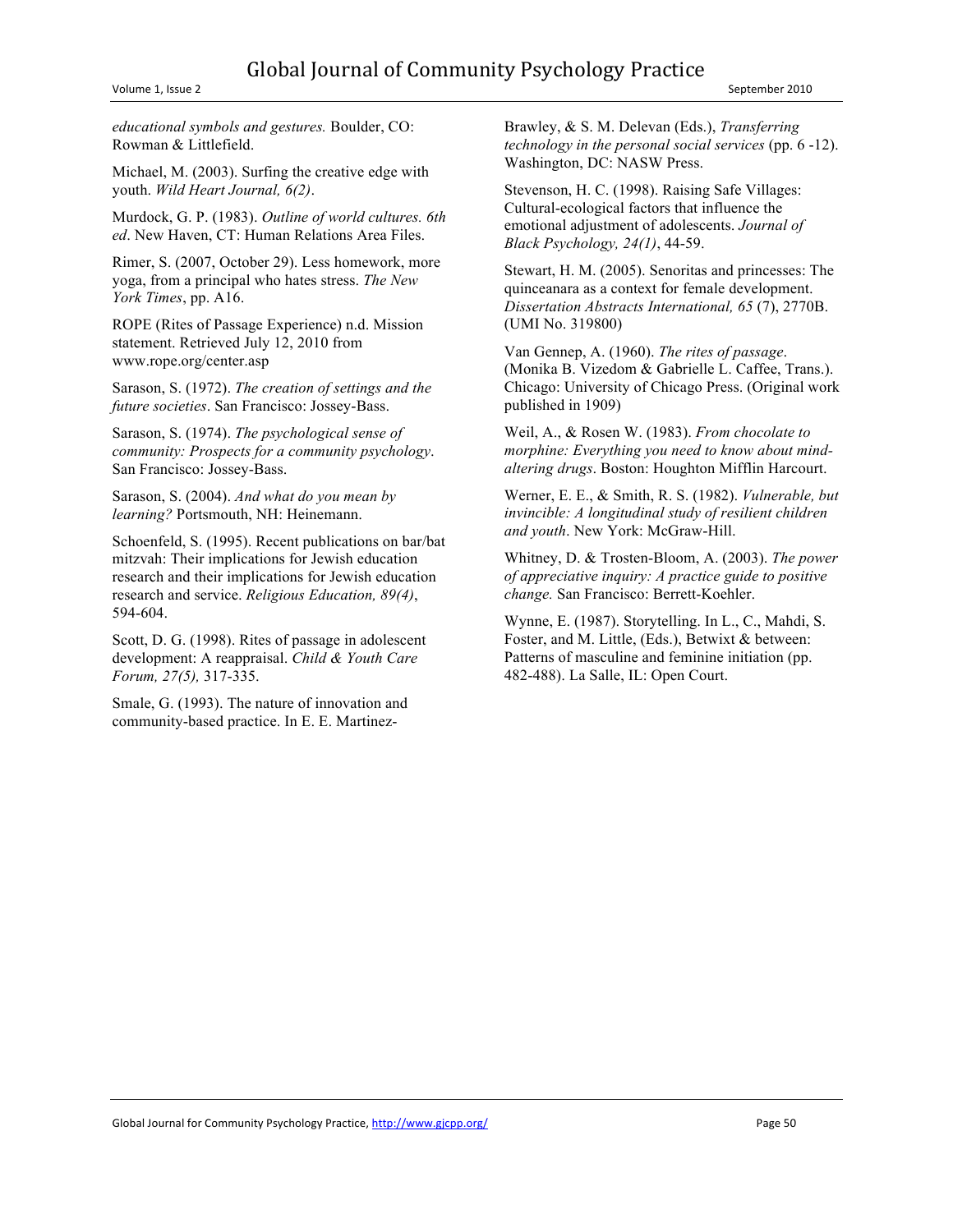*educational symbols and gestures.* Boulder, CO: Rowman & Littlefield.

Michael, M. (2003). Surfing the creative edge with youth. *Wild Heart Journal, 6(2)*.

Murdock, G. P. (1983). *Outline of world cultures. 6th ed*. New Haven, CT: Human Relations Area Files.

Rimer, S. (2007, October 29). Less homework, more yoga, from a principal who hates stress. *The New York Times*, pp. A16.

ROPE (Rites of Passage Experience) n.d. Mission statement. Retrieved July 12, 2010 from www.rope.org/center.asp

Sarason, S. (1972). *The creation of settings and the future societies*. San Francisco: Jossey-Bass.

Sarason, S. (1974). *The psychological sense of community: Prospects for a community psychology*. San Francisco: Jossey-Bass.

Sarason, S. (2004). *And what do you mean by learning?* Portsmouth, NH: Heinemann.

Schoenfeld, S. (1995). Recent publications on bar/bat mitzvah: Their implications for Jewish education research and their implications for Jewish education research and service. *Religious Education, 89(4)*, 594-604.

Scott, D. G. (1998). Rites of passage in adolescent development: A reappraisal. *Child & Youth Care Forum, 27(5),* 317-335.

Smale, G. (1993). The nature of innovation and community-based practice. In E. E. Martinez-Brawley, & S. M. Delevan (Eds.), *Transferring technology in the personal social services* (pp. 6 -12). Washington, DC: NASW Press.

Stevenson, H. C. (1998). Raising Safe Villages: Cultural-ecological factors that influence the emotional adjustment of adolescents. *Journal of Black Psychology, 24(1)*, 44-59.

Stewart, H. M. (2005). Senoritas and princesses: The quinceanara as a context for female development. *Dissertation Abstracts International, 65* (7), 2770B. (UMI No. 319800)

Van Gennep, A. (1960). *The rites of passage*. (Monika B. Vizedom & Gabrielle L. Caffee, Trans.). Chicago: University of Chicago Press. (Original work published in 1909)

Weil, A., & Rosen W. (1983). *From chocolate to morphine: Everything you need to know about mind-altering drugs*. Boston: Houghton Mifflin Harcourt.

Werner, E. E., & Smith, R. S. (1982). *Vulnerable, but invincible: A longitudinal study of resilient children and youth*. New York: McGraw-Hill.

Whitney, D. & Trosten-Bloom, A. (2003). *The power of appreciative inquiry: A practice guide to positive change.* San Francisco: Berrett-Koehler.

Wynne, E. (1987). Storytelling. In L., C., Mahdi, S. Foster, and M. Little, (Eds.), Betwixt & between: Patterns of masculine and feminine initiation (pp. 482-488). La Salle, IL: Open Court.